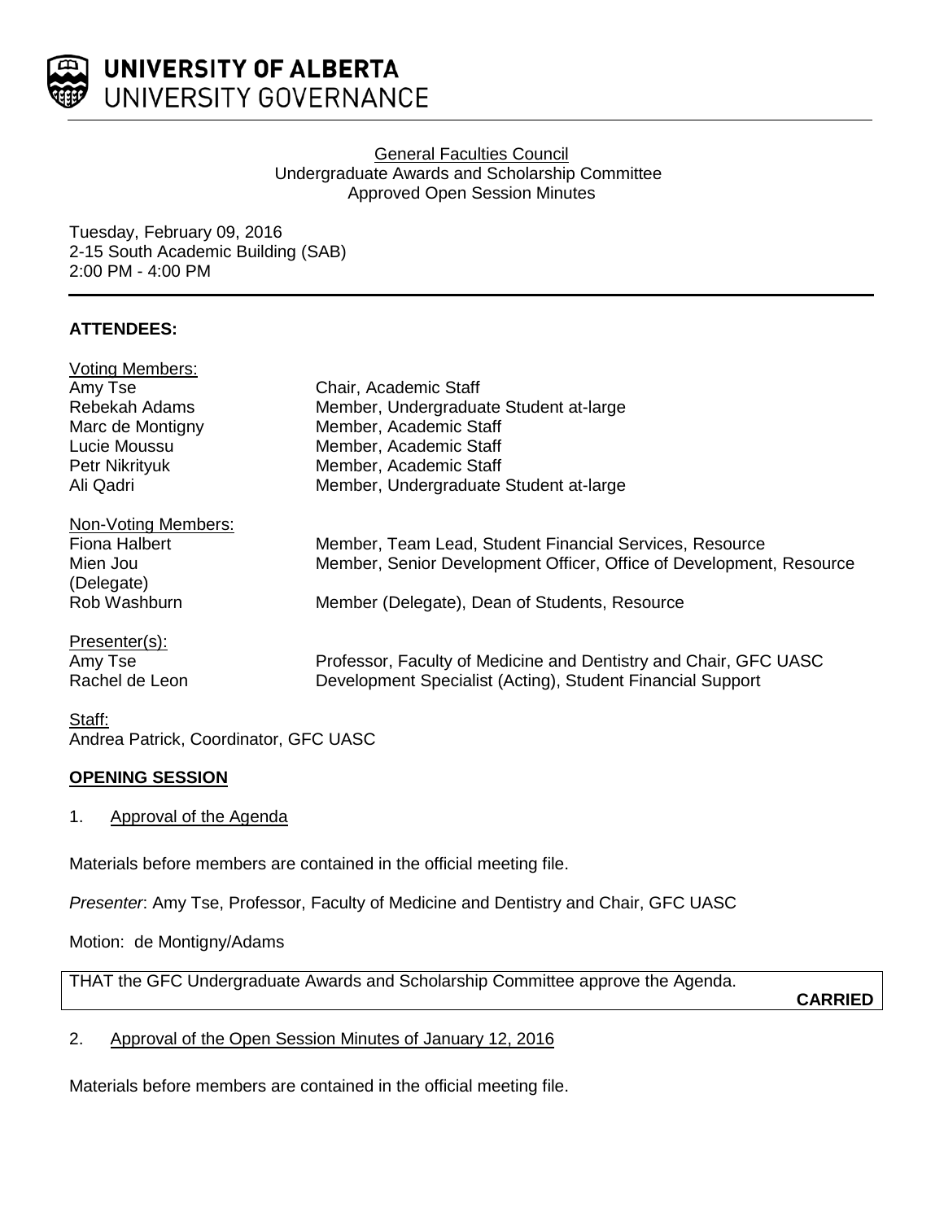**UNIVERSITY OF ALBERTA**
UNIVERSITY GOVERNANCE

General Faculties Council
Undergraduate Awards and Scholarship Committee
Approved Open Session Minutes

Tuesday, February 09, 2016
2-15 South Academic Building (SAB)
2:00 PM - 4:00 PM

**ATTENDEES:**

Voting Members:

| | |
|---|---|
| Amy Tse | Chair, Academic Staff |
| Rebekah Adams | Member, Undergraduate Student at-large |
| Marc de Montigny | Member, Academic Staff |
| Lucie Moussu | Member, Academic Staff |
| Petr Nikrityuk | Member, Academic Staff |
| Ali Qadri | Member, Undergraduate Student at-large |

Non-Voting Members:

| | |
|---|---|
| Fiona Halbert | Member, Team Lead, Student Financial Services, Resource |
| Mien Jou (Delegate) | Member, Senior Development Officer, Office of Development, Resource |
| Rob Washburn | Member (Delegate), Dean of Students, Resource |

Presenter(s):

| | |
|---|---|
| Amy Tse | Professor, Faculty of Medicine and Dentistry and Chair, GFC UASC |
| Rachel de Leon | Development Specialist (Acting), Student Financial Support |

Staff:
Andrea Patrick, Coordinator, GFC UASC

**OPENING SESSION**

1. Approval of the Agenda

Materials before members are contained in the official meeting file.

*Presenter*: Amy Tse, Professor, Faculty of Medicine and Dentistry and Chair, GFC UASC

Motion: de Montigny/Adams

THAT the GFC Undergraduate Awards and Scholarship Committee approve the Agenda.

**CARRIED**

2. Approval of the Open Session Minutes of January 12, 2016

Materials before members are contained in the official meeting file.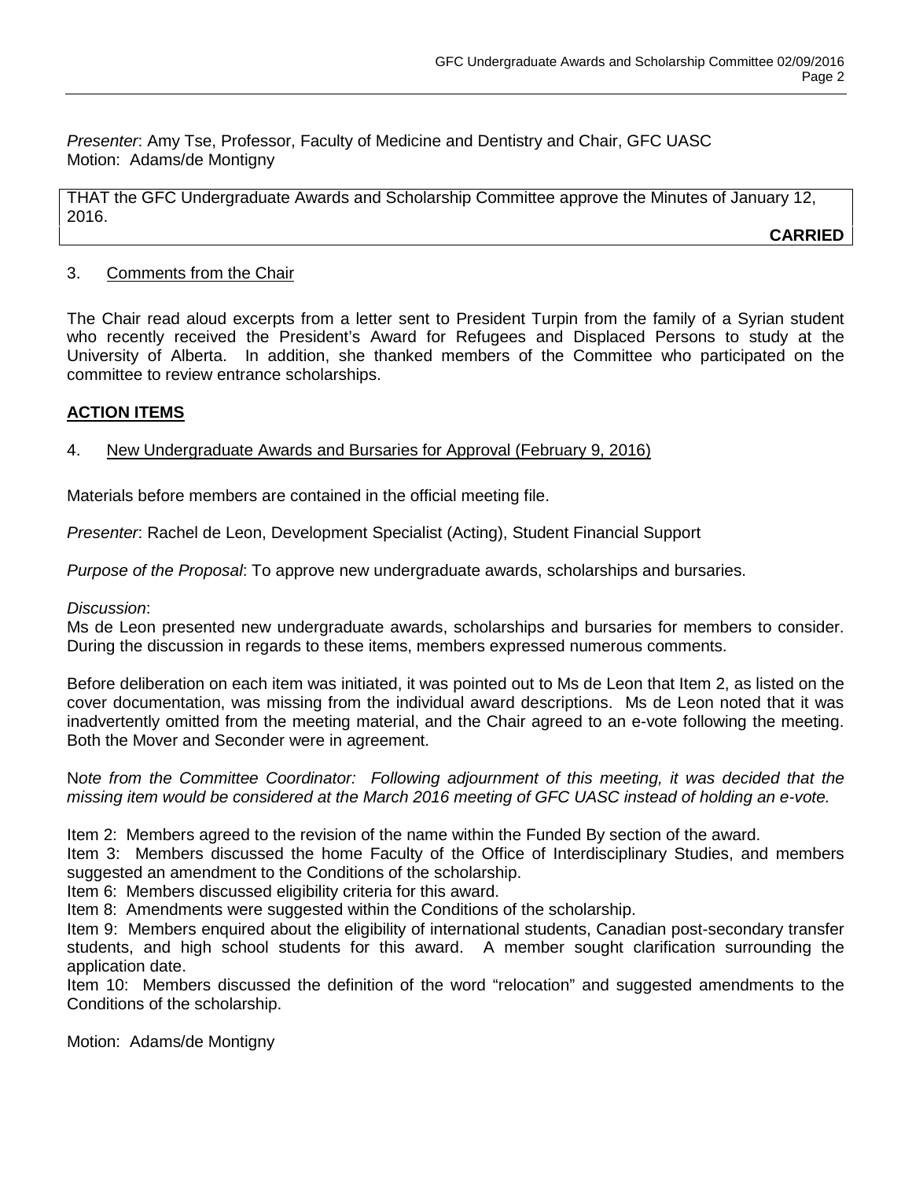*Presenter*: Amy Tse, Professor, Faculty of Medicine and Dentistry and Chair, GFC UASC
Motion: Adams/de Montigny

THAT the GFC Undergraduate Awards and Scholarship Committee approve the Minutes of January 12, 2016.

**CARRIED**

3. Comments from the Chair

The Chair read aloud excerpts from a letter sent to President Turpin from the family of a Syrian student who recently received the President's Award for Refugees and Displaced Persons to study at the University of Alberta. In addition, she thanked members of the Committee who participated on the committee to review entrance scholarships.

**ACTION ITEMS**

4. New Undergraduate Awards and Bursaries for Approval (February 9, 2016)

Materials before members are contained in the official meeting file.

*Presenter*: Rachel de Leon, Development Specialist (Acting), Student Financial Support

*Purpose of the Proposal*: To approve new undergraduate awards, scholarships and bursaries.

*Discussion*:
Ms de Leon presented new undergraduate awards, scholarships and bursaries for members to consider. During the discussion in regards to these items, members expressed numerous comments.

Before deliberation on each item was initiated, it was pointed out to Ms de Leon that Item 2, as listed on the cover documentation, was missing from the individual award descriptions. Ms de Leon noted that it was inadvertently omitted from the meeting material, and the Chair agreed to an e-vote following the meeting. Both the Mover and Seconder were in agreement.

N*ote from the Committee Coordinator: Following adjournment of this meeting, it was decided that the missing item would be considered at the March 2016 meeting of GFC UASC instead of holding an e-vote.*

Item 2: Members agreed to the revision of the name within the Funded By section of the award.
Item 3: Members discussed the home Faculty of the Office of Interdisciplinary Studies, and members suggested an amendment to the Conditions of the scholarship.
Item 6: Members discussed eligibility criteria for this award.
Item 8: Amendments were suggested within the Conditions of the scholarship.
Item 9: Members enquired about the eligibility of international students, Canadian post-secondary transfer students, and high school students for this award. A member sought clarification surrounding the application date.
Item 10: Members discussed the definition of the word "relocation" and suggested amendments to the Conditions of the scholarship.

Motion: Adams/de Montigny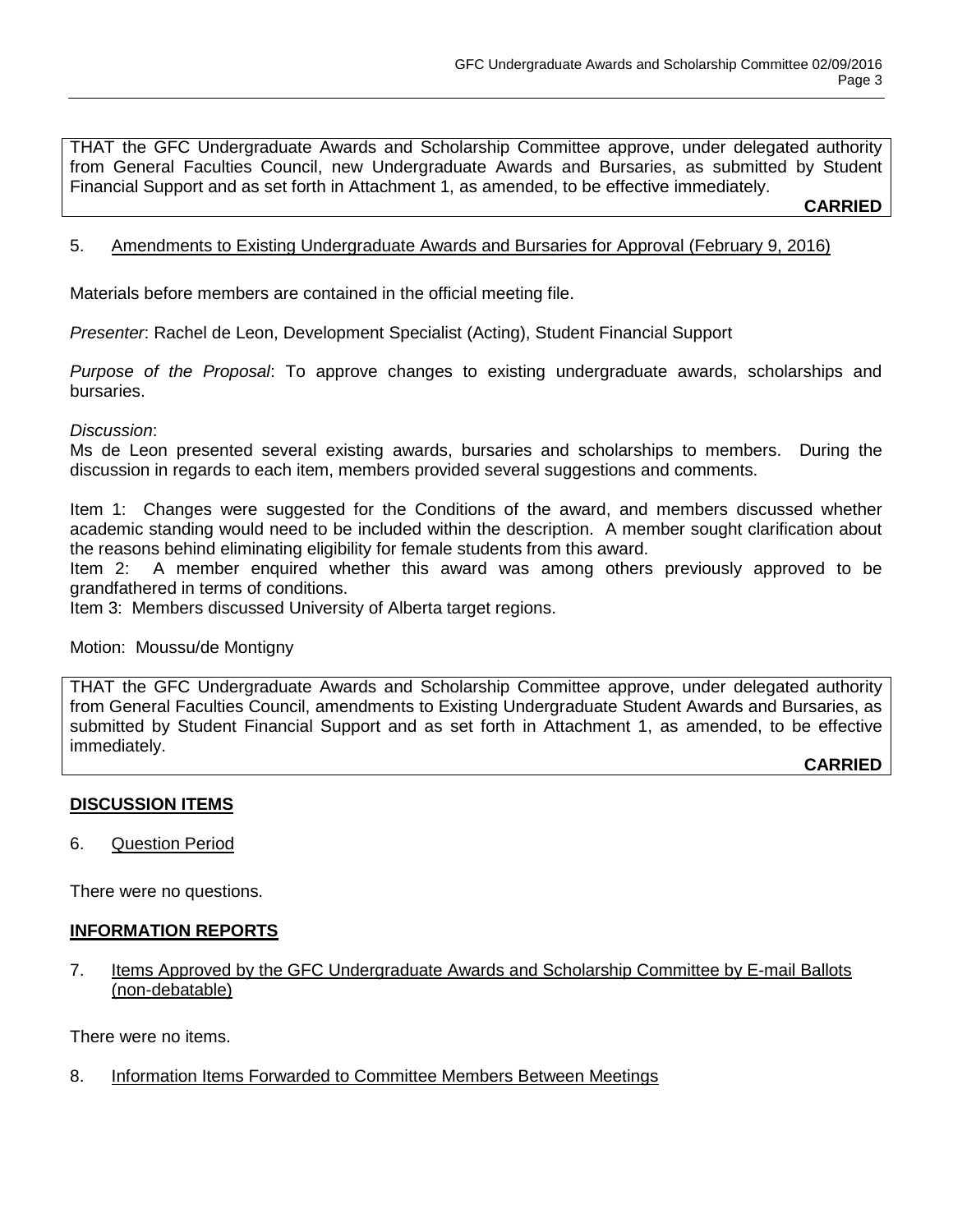THAT the GFC Undergraduate Awards and Scholarship Committee approve, under delegated authority from General Faculties Council, new Undergraduate Awards and Bursaries, as submitted by Student Financial Support and as set forth in Attachment 1, as amended, to be effective immediately.

**CARRIED**

5. Amendments to Existing Undergraduate Awards and Bursaries for Approval (February 9, 2016)

Materials before members are contained in the official meeting file.

*Presenter*: Rachel de Leon, Development Specialist (Acting), Student Financial Support

*Purpose of the Proposal*: To approve changes to existing undergraduate awards, scholarships and bursaries.

*Discussion*:
Ms de Leon presented several existing awards, bursaries and scholarships to members. During the discussion in regards to each item, members provided several suggestions and comments.

Item 1: Changes were suggested for the Conditions of the award, and members discussed whether academic standing would need to be included within the description. A member sought clarification about the reasons behind eliminating eligibility for female students from this award.
Item 2: A member enquired whether this award was among others previously approved to be grandfathered in terms of conditions.
Item 3: Members discussed University of Alberta target regions.

Motion: Moussu/de Montigny

THAT the GFC Undergraduate Awards and Scholarship Committee approve, under delegated authority from General Faculties Council, amendments to Existing Undergraduate Student Awards and Bursaries, as submitted by Student Financial Support and as set forth in Attachment 1, as amended, to be effective immediately.

**CARRIED**

## DISCUSSION ITEMS

6. Question Period

There were no questions.

## INFORMATION REPORTS

7. Items Approved by the GFC Undergraduate Awards and Scholarship Committee by E-mail Ballots (non-debatable)

There were no items.

8. Information Items Forwarded to Committee Members Between Meetings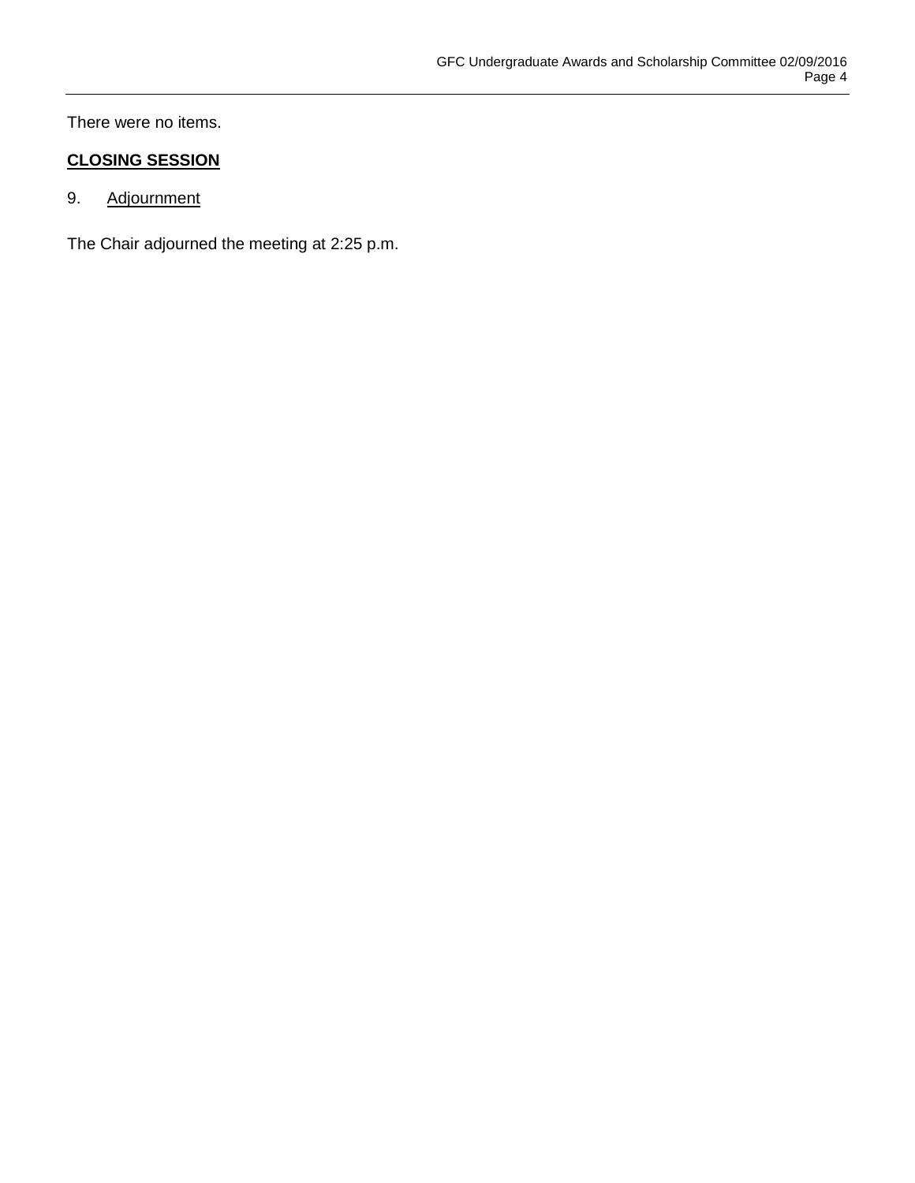There were no items.

**CLOSING SESSION**

9. Adjournment

The Chair adjourned the meeting at 2:25 p.m.